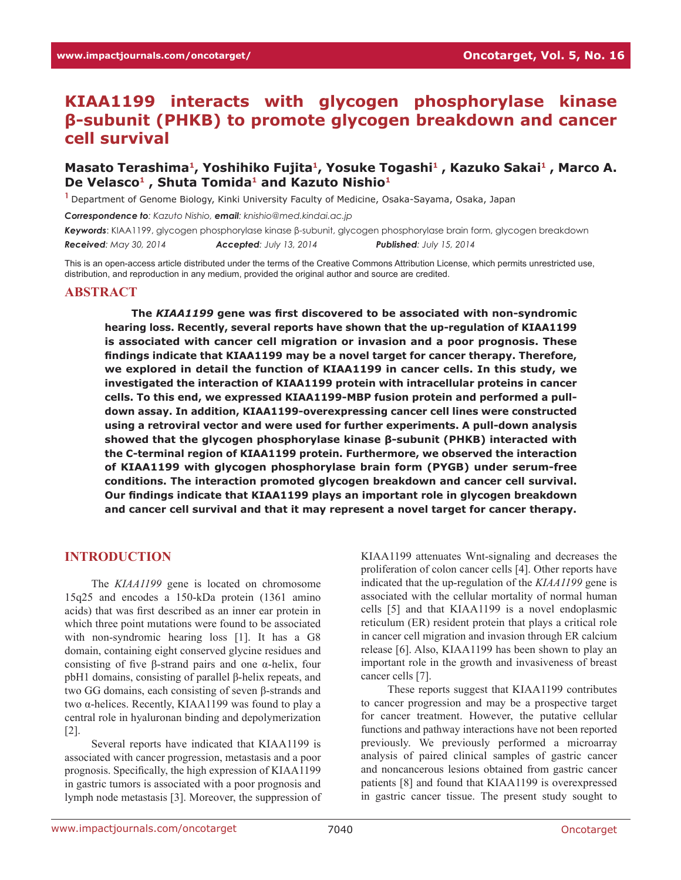# KIAA1199 interacts with glycogen phosphorylase kinase β-subunit (PHKB) to promote glycogen breakdown and cancer cell survival

**Masato Terashima[1], Yoshihiko Fujita[1], Yosuke Togashi[1], Kazuko Sakai[1], Marco A. De Velasco[1], Shuta Tomida[1] and Kazuto Nishio[1]**

[1] Department of Genome Biology, Kinki University Faculty of Medicine, Osaka-Sayama, Osaka, Japan

***Correspondence to**: Kazuto Nishio, **email**: knishio@med.kindai.ac.jp*

***Keywords**: KIAA1199, glycogen phosphorylase kinase β-subunit, glycogen phosphorylase brain form, glycogen breakdown*

***Received**: May 30, 2014 **Accepted**: July 13, 2014 **Published**: July 15, 2014*

This is an open-access article distributed under the terms of the Creative Commons Attribution License, which permits unrestricted use, distribution, and reproduction in any medium, provided the original author and source are credited.

## ABSTRACT

**The *KIAA1199* gene was first discovered to be associated with non-syndromic hearing loss. Recently, several reports have shown that the up-regulation of KIAA1199 is associated with cancer cell migration or invasion and a poor prognosis. These findings indicate that KIAA1199 may be a novel target for cancer therapy. Therefore, we explored in detail the function of KIAA1199 in cancer cells. In this study, we investigated the interaction of KIAA1199 protein with intracellular proteins in cancer cells. To this end, we expressed KIAA1199-MBP fusion protein and performed a pull-down assay. In addition, KIAA1199-overexpressing cancer cell lines were constructed using a retroviral vector and were used for further experiments. A pull-down analysis showed that the glycogen phosphorylase kinase β-subunit (PHKB) interacted with the C-terminal region of KIAA1199 protein. Furthermore, we observed the interaction of KIAA1199 with glycogen phosphorylase brain form (PYGB) under serum-free conditions. The interaction promoted glycogen breakdown and cancer cell survival. Our findings indicate that KIAA1199 plays an important role in glycogen breakdown and cancer cell survival and that it may represent a novel target for cancer therapy.**

## INTRODUCTION

The *KIAA1199* gene is located on chromosome 15q25 and encodes a 150-kDa protein (1361 amino acids) that was first described as an inner ear protein in which three point mutations were found to be associated with non-syndromic hearing loss [1]. It has a G8 domain, containing eight conserved glycine residues and consisting of five β-strand pairs and one α-helix, four pbH1 domains, consisting of parallel β-helix repeats, and two GG domains, each consisting of seven β-strands and two α-helices. Recently, KIAA1199 was found to play a central role in hyaluronan binding and depolymerization [2].

Several reports have indicated that KIAA1199 is associated with cancer progression, metastasis and a poor prognosis. Specifically, the high expression of KIAA1199 in gastric tumors is associated with a poor prognosis and lymph node metastasis [3]. Moreover, the suppression of KIAA1199 attenuates Wnt-signaling and decreases the proliferation of colon cancer cells [4]. Other reports have indicated that the up-regulation of the *KIAA1199* gene is associated with the cellular mortality of normal human cells [5] and that KIAA1199 is a novel endoplasmic reticulum (ER) resident protein that plays a critical role in cancer cell migration and invasion through ER calcium release [6]. Also, KIAA1199 has been shown to play an important role in the growth and invasiveness of breast cancer cells [7].

These reports suggest that KIAA1199 contributes to cancer progression and may be a prospective target for cancer treatment. However, the putative cellular functions and pathway interactions have not been reported previously. We previously performed a microarray analysis of paired clinical samples of gastric cancer and noncancerous lesions obtained from gastric cancer patients [8] and found that KIAA1199 is overexpressed in gastric cancer tissue. The present study sought to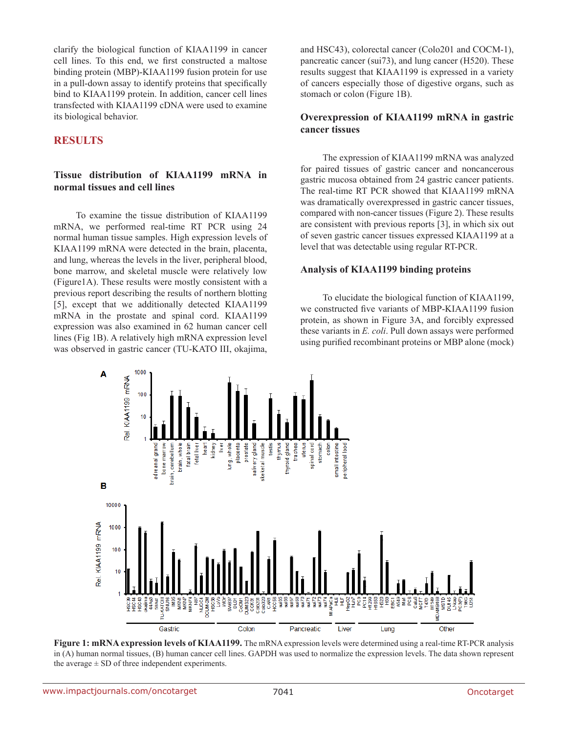clarify the biological function of KIAA1199 in cancer cell lines. To this end, we first constructed a maltose binding protein (MBP)-KIAA1199 fusion protein for use in a pull-down assay to identify proteins that specifically bind to KIAA1199 protein. In addition, cancer cell lines transfected with KIAA1199 cDNA were used to examine its biological behavior.

## RESULTS

### Tissue distribution of KIAA1199 mRNA in normal tissues and cell lines

To examine the tissue distribution of KIAA1199 mRNA, we performed real-time RT PCR using 24 normal human tissue samples. High expression levels of KIAA1199 mRNA were detected in the brain, placenta, and lung, whereas the levels in the liver, peripheral blood, bone marrow, and skeletal muscle were relatively low (Figure1A). These results were mostly consistent with a previous report describing the results of northern blotting [5], except that we additionally detected KIAA1199 mRNA in the prostate and spinal cord. KIAA1199 expression was also examined in 62 human cancer cell lines (Fig 1B). A relatively high mRNA expression level was observed in gastric cancer (TU-KATO III, okajima, and HSC43), colorectal cancer (Colo201 and COCM-1), pancreatic cancer (sui73), and lung cancer (H520). These results suggest that KIAA1199 is expressed in a variety of cancers especially those of digestive organs, such as stomach or colon (Figure 1B).

### Overexpression of KIAA1199 mRNA in gastric cancer tissues

The expression of KIAA1199 mRNA was analyzed for paired tissues of gastric cancer and noncancerous gastric mucosa obtained from 24 gastric cancer patients. The real-time RT PCR showed that KIAA1199 mRNA was dramatically overexpressed in gastric cancer tissues, compared with non-cancer tissues (Figure 2). These results are consistent with previous reports [3], in which six out of seven gastric cancer tissues expressed KIAA1199 at a level that was detectable using regular RT-PCR.

### Analysis of KIAA1199 binding proteins

To elucidate the biological function of KIAA1199, we constructed five variants of MBP-KIAA1199 fusion protein, as shown in Figure 3A, and forcibly expressed these variants in *E. coli*. Pull down assays were performed using purified recombinant proteins or MBP alone (mock)

**Figure 1: mRNA expression levels of KIAA1199.** The mRNA expression levels were determined using a real-time RT-PCR analysis in (A) human normal tissues, (B) human cancer cell lines. GAPDH was used to normalize the expression levels. The data shown represent the average ± SD of three independent experiments.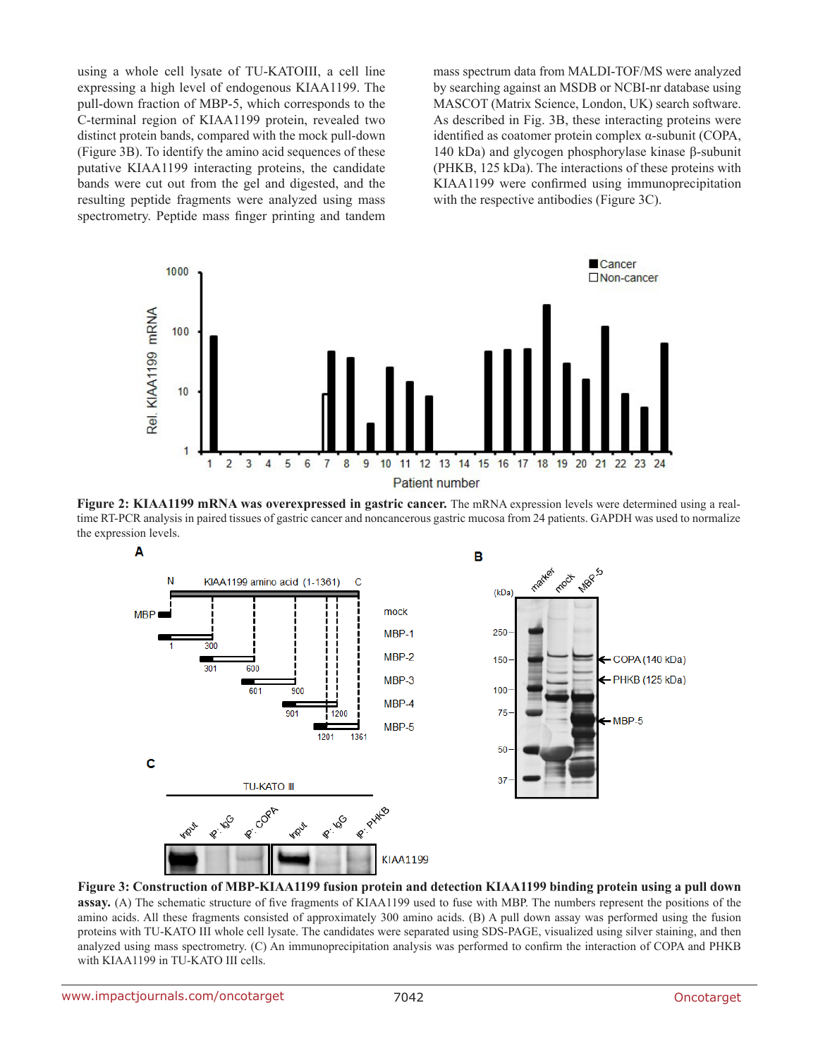using a whole cell lysate of TU-KATOIII, a cell line expressing a high level of endogenous KIAA1199. The pull-down fraction of MBP-5, which corresponds to the C-terminal region of KIAA1199 protein, revealed two distinct protein bands, compared with the mock pull-down (Figure 3B). To identify the amino acid sequences of these putative KIAA1199 interacting proteins, the candidate bands were cut out from the gel and digested, and the resulting peptide fragments were analyzed using mass spectrometry. Peptide mass finger printing and tandem mass spectrum data from MALDI-TOF/MS were analyzed by searching against an MSDB or NCBI-nr database using MASCOT (Matrix Science, London, UK) search software. As described in Fig. 3B, these interacting proteins were identified as coatomer protein complex α-subunit (COPA, 140 kDa) and glycogen phosphorylase kinase β-subunit (PHKB, 125 kDa). The interactions of these proteins with KIAA1199 were confirmed using immunoprecipitation with the respective antibodies (Figure 3C).

**Figure 2: KIAA1199 mRNA was overexpressed in gastric cancer.** The mRNA expression levels were determined using a real-time RT-PCR analysis in paired tissues of gastric cancer and noncancerous gastric mucosa from 24 patients. GAPDH was used to normalize the expression levels.

**Figure 3: Construction of MBP-KIAA1199 fusion protein and detection KIAA1199 binding protein using a pull down assay.** (A) The schematic structure of five fragments of KIAA1199 used to fuse with MBP. The numbers represent the positions of the amino acids. All these fragments consisted of approximately 300 amino acids. (B) A pull down assay was performed using the fusion proteins with TU-KATO III whole cell lysate. The candidates were separated using SDS-PAGE, visualized using silver staining, and then analyzed using mass spectrometry. (C) An immunoprecipitation analysis was performed to confirm the interaction of COPA and PHKB with KIAA1199 in TU-KATO III cells.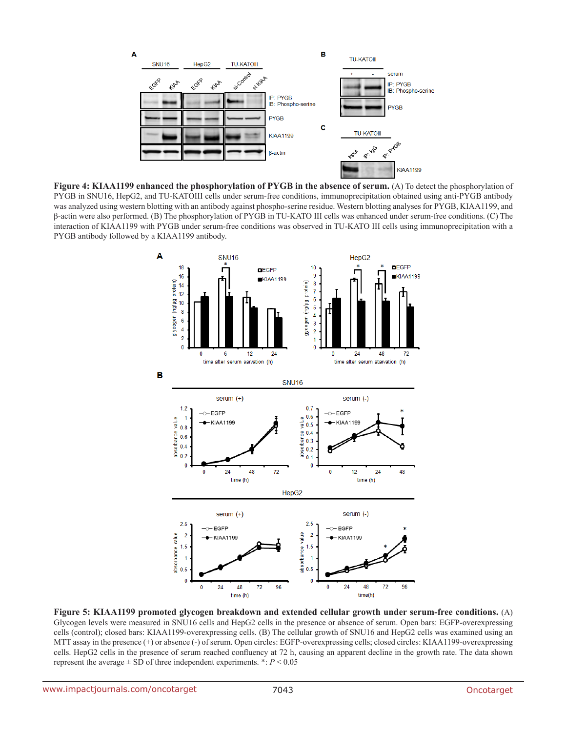**Figure 4: KIAA1199 enhanced the phosphorylation of PYGB in the absence of serum.** (A) To detect the phosphorylation of PYGB in SNU16, HepG2, and TU-KATOIII cells under serum-free conditions, immunoprecipitation obtained using anti-PYGB antibody was analyzed using western blotting with an antibody against phospho-serine residue. Western blotting analyses for PYGB, KIAA1199, and β-actin were also performed. (B) The phosphorylation of PYGB in TU-KATO III cells was enhanced under serum-free conditions. (C) The interaction of KIAA1199 with PYGB under serum-free conditions was observed in TU-KATO III cells using immunoprecipitation with a PYGB antibody followed by a KIAA1199 antibody.

**Figure 5: KIAA1199 promoted glycogen breakdown and extended cellular growth under serum-free conditions.** (A) Glycogen levels were measured in SNU16 cells and HepG2 cells in the presence or absence of serum. Open bars: EGFP-overexpressing cells (control); closed bars: KIAA1199-overexpressing cells. (B) The cellular growth of SNU16 and HepG2 cells was examined using an MTT assay in the presence (+) or absence (-) of serum. Open circles: EGFP-overexpressing cells; closed circles: KIAA1199-overexpressing cells. HepG2 cells in the presence of serum reached confluency at 72 h, causing an apparent decline in the growth rate. The data shown represent the average ± SD of three independent experiments. *: $P < 0.05$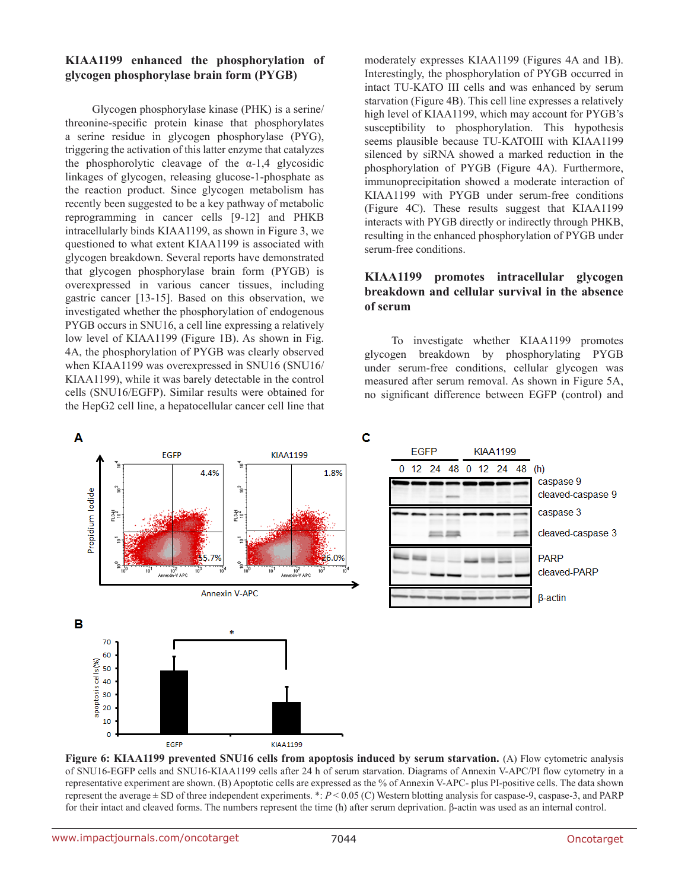### KIAA1199 enhanced the phosphorylation of glycogen phosphorylase brain form (PYGB)

Glycogen phosphorylase kinase (PHK) is a serine/threonine-specific protein kinase that phosphorylates a serine residue in glycogen phosphorylase (PYG), triggering the activation of this latter enzyme that catalyzes the phosphorolytic cleavage of the α-1,4 glycosidic linkages of glycogen, releasing glucose-1-phosphate as the reaction product. Since glycogen metabolism has recently been suggested to be a key pathway of metabolic reprogramming in cancer cells [9-12] and PHKB intracellularly binds KIAA1199, as shown in Figure 3, we questioned to what extent KIAA1199 is associated with glycogen breakdown. Several reports have demonstrated that glycogen phosphorylase brain form (PYGB) is overexpressed in various cancer tissues, including gastric cancer [13-15]. Based on this observation, we investigated whether the phosphorylation of endogenous PYGB occurs in SNU16, a cell line expressing a relatively low level of KIAA1199 (Figure 1B). As shown in Fig. 4A, the phosphorylation of PYGB was clearly observed when KIAA1199 was overexpressed in SNU16 (SNU16/KIAA1199), while it was barely detectable in the control cells (SNU16/EGFP). Similar results were obtained for the HepG2 cell line, a hepatocellular cancer cell line that moderately expresses KIAA1199 (Figures 4A and 1B). Interestingly, the phosphorylation of PYGB occurred in intact TU-KATO III cells and was enhanced by serum starvation (Figure 4B). This cell line expresses a relatively high level of KIAA1199, which may account for PYGB's susceptibility to phosphorylation. This hypothesis seems plausible because TU-KATOIII with KIAA1199 silenced by siRNA showed a marked reduction in the phosphorylation of PYGB (Figure 4A). Furthermore, immunoprecipitation showed a moderate interaction of KIAA1199 with PYGB under serum-free conditions (Figure 4C). These results suggest that KIAA1199 interacts with PYGB directly or indirectly through PHKB, resulting in the enhanced phosphorylation of PYGB under serum-free conditions.

### KIAA1199 promotes intracellular glycogen breakdown and cellular survival in the absence of serum

To investigate whether KIAA1199 promotes glycogen breakdown by phosphorylating PYGB under serum-free conditions, cellular glycogen was measured after serum removal. As shown in Figure 5A, no significant difference between EGFP (control) and

**Figure 6: KIAA1199 prevented SNU16 cells from apoptosis induced by serum starvation.** (A) Flow cytometric analysis of SNU16-EGFP cells and SNU16-KIAA1199 cells after 24 h of serum starvation. Diagrams of Annexin V-APC/PI flow cytometry in a representative experiment are shown. (B) Apoptotic cells are expressed as the % of Annexin V-APC- plus PI-positive cells. The data shown represent the average ± SD of three independent experiments. *: $P < 0.05$ (C) Western blotting analysis for caspase-9, caspase-3, and PARP for their intact and cleaved forms. The numbers represent the time (h) after serum deprivation. β-actin was used as an internal control.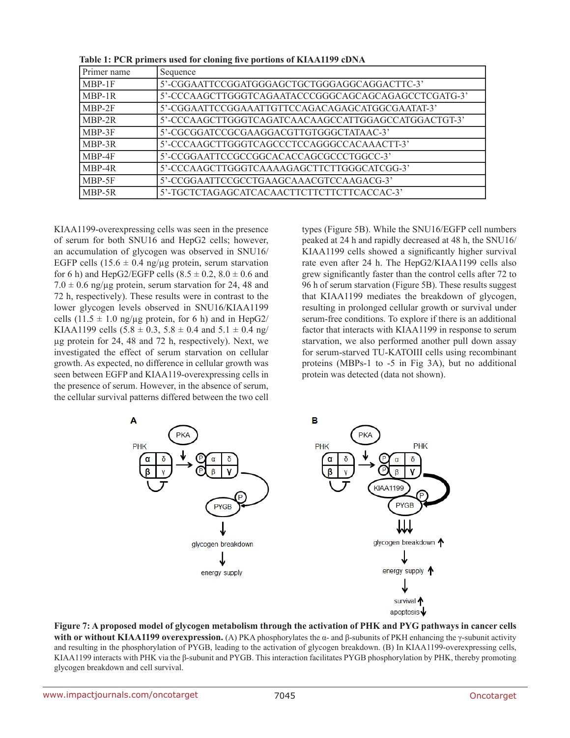**Table 1: PCR primers used for cloning five portions of KIAA1199 cDNA**

| Primer name | Sequence |
|---|---|
| MBP-1F | 5'-CGGAATTCCGGATGGGAGCTGCTGGGAGGCAGGACTTC-3' |
| MBP-1R | 5'-CCCAAGCTTGGGTCAGAATACCCGGGCAGCAGCAGAGCCTCGATG-3' |
| MBP-2F | 5'-CGGAATTCCGGAAATTGTTCCAGACAGAGCATGGCGAATAT-3' |
| MBP-2R | 5'-CCCAAGCTTGGGTCAGATCAACAAGCCATTGGAGCCATGGACTGT-3' |
| MBP-3F | 5'-CGCGGATCCGCGAAGGACGTTGTGGGCTATAAC-3' |
| MBP-3R | 5'-CCCAAGCTTGGGTCAGCCCTCCAGGGCCACAAACTT-3' |
| MBP-4F | 5'-CCGGAATTCCGCCGGCACACCAGCGCCCTGGCC-3' |
| MBP-4R | 5'-CCCAAGCTTGGGTCAAAAGAGCTTCTTGGGCATCGG-3' |
| MBP-5F | 5'-CCGGAATTCCGCCTGAAGCAAACGTCCAAGACG-3' |
| MBP-5R | 5'-TGCTCTAGAGCATCACAACTTCTTCTTCTTCACCAC-3' |

KIAA1199-overexpressing cells was seen in the presence of serum for both SNU16 and HepG2 cells; however, an accumulation of glycogen was observed in SNU16/EGFP cells (15.6 ± 0.4 ng/µg protein, serum starvation for 6 h) and HepG2/EGFP cells (8.5 ± 0.2, 8.0 ± 0.6 and 7.0 ± 0.6 ng/µg protein, serum starvation for 24, 48 and 72 h, respectively). These results were in contrast to the lower glycogen levels observed in SNU16/KIAA1199 cells (11.5 ± 1.0 ng/µg protein, for 6 h) and in HepG2/KIAA1199 cells (5.8 ± 0.3, 5.8 ± 0.4 and 5.1 ± 0.4 ng/µg protein for 24, 48 and 72 h, respectively). Next, we investigated the effect of serum starvation on cellular growth. As expected, no difference in cellular growth was seen between EGFP and KIAA119-overexpressing cells in the presence of serum. However, in the absence of serum, the cellular survival patterns differed between the two cell types (Figure 5B). While the SNU16/EGFP cell numbers peaked at 24 h and rapidly decreased at 48 h, the SNU16/KIAA1199 cells showed a significantly higher survival rate even after 24 h. The HepG2/KIAA1199 cells also grew significantly faster than the control cells after 72 to 96 h of serum starvation (Figure 5B). These results suggest that KIAA1199 mediates the breakdown of glycogen, resulting in prolonged cellular growth or survival under serum-free conditions. To explore if there is an additional factor that interacts with KIAA1199 in response to serum starvation, we also performed another pull down assay for serum-starved TU-KATOIII cells using recombinant proteins (MBPs-1 to -5 in Fig 3A), but no additional protein was detected (data not shown).

**Figure 7: A proposed model of glycogen metabolism through the activation of PHK and PYG pathways in cancer cells with or without KIAA1199 overexpression.** (A) PKA phosphorylates the α- and β-subunits of PKH enhancing the γ-subunit activity and resulting in the phosphorylation of PYGB, leading to the activation of glycogen breakdown. (B) In KIAA1199-overexpressing cells, KIAA1199 interacts with PHK via the β-subunit and PYGB. This interaction facilitates PYGB phosphorylation by PHK, thereby promoting glycogen breakdown and cell survival.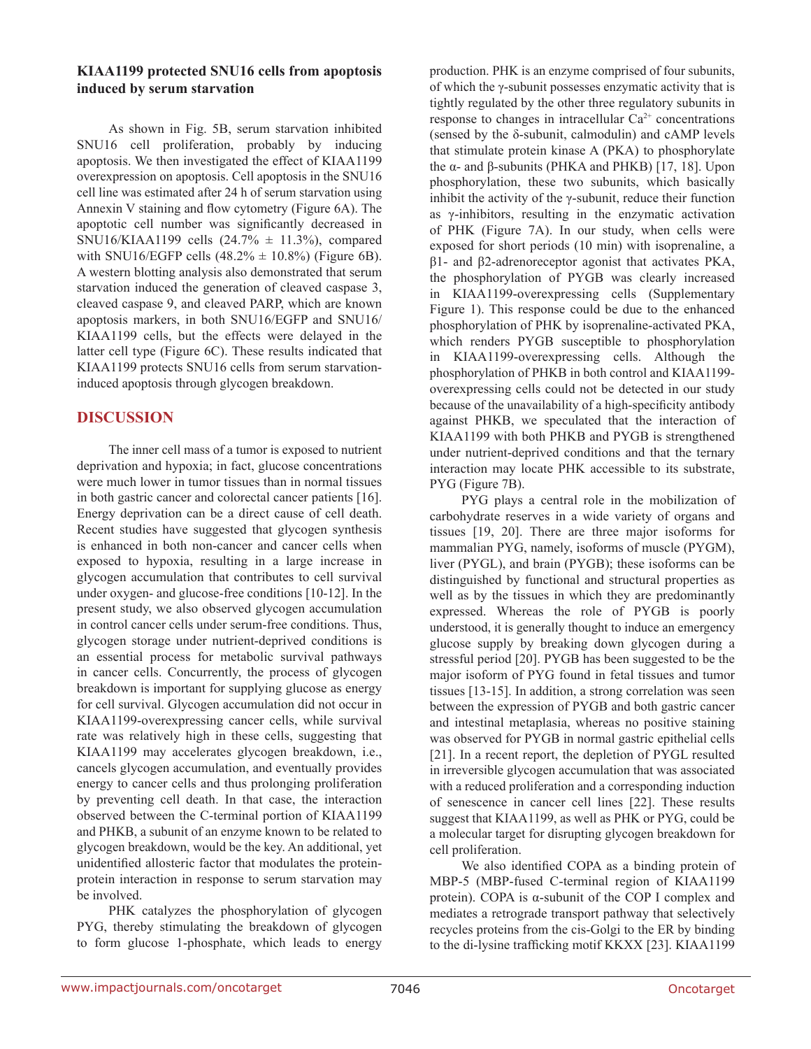### KIAA1199 protected SNU16 cells from apoptosis induced by serum starvation

As shown in Fig. 5B, serum starvation inhibited SNU16 cell proliferation, probably by inducing apoptosis. We then investigated the effect of KIAA1199 overexpression on apoptosis. Cell apoptosis in the SNU16 cell line was estimated after 24 h of serum starvation using Annexin V staining and flow cytometry (Figure 6A). The apoptotic cell number was significantly decreased in SNU16/KIAA1199 cells (24.7% ± 11.3%), compared with SNU16/EGFP cells (48.2% ± 10.8%) (Figure 6B). A western blotting analysis also demonstrated that serum starvation induced the generation of cleaved caspase 3, cleaved caspase 9, and cleaved PARP, which are known apoptosis markers, in both SNU16/EGFP and SNU16/KIAA1199 cells, but the effects were delayed in the latter cell type (Figure 6C). These results indicated that KIAA1199 protects SNU16 cells from serum starvation-induced apoptosis through glycogen breakdown.

## DISCUSSION

The inner cell mass of a tumor is exposed to nutrient deprivation and hypoxia; in fact, glucose concentrations were much lower in tumor tissues than in normal tissues in both gastric cancer and colorectal cancer patients [16]. Energy deprivation can be a direct cause of cell death. Recent studies have suggested that glycogen synthesis is enhanced in both non-cancer and cancer cells when exposed to hypoxia, resulting in a large increase in glycogen accumulation that contributes to cell survival under oxygen- and glucose-free conditions [10-12]. In the present study, we also observed glycogen accumulation in control cancer cells under serum-free conditions. Thus, glycogen storage under nutrient-deprived conditions is an essential process for metabolic survival pathways in cancer cells. Concurrently, the process of glycogen breakdown is important for supplying glucose as energy for cell survival. Glycogen accumulation did not occur in KIAA1199-overexpressing cancer cells, while survival rate was relatively high in these cells, suggesting that KIAA1199 may accelerates glycogen breakdown, i.e., cancels glycogen accumulation, and eventually provides energy to cancer cells and thus prolonging proliferation by preventing cell death. In that case, the interaction observed between the C-terminal portion of KIAA1199 and PHKB, a subunit of an enzyme known to be related to glycogen breakdown, would be the key. An additional, yet unidentified allosteric factor that modulates the protein-protein interaction in response to serum starvation may be involved.

PHK catalyzes the phosphorylation of glycogen PYG, thereby stimulating the breakdown of glycogen to form glucose 1-phosphate, which leads to energy production. PHK is an enzyme comprised of four subunits, of which the γ-subunit possesses enzymatic activity that is tightly regulated by the other three regulatory subunits in response to changes in intracellular $Ca^{2+}$ concentrations (sensed by the δ-subunit, calmodulin) and cAMP levels that stimulate protein kinase A (PKA) to phosphorylate the α- and β-subunits (PHKA and PHKB) [17, 18]. Upon phosphorylation, these two subunits, which basically inhibit the activity of the γ-subunit, reduce their function as γ-inhibitors, resulting in the enzymatic activation of PHK (Figure 7A). In our study, when cells were exposed for short periods (10 min) with isoprenaline, a β1- and β2-adrenoreceptor agonist that activates PKA, the phosphorylation of PYGB was clearly increased in KIAA1199-overexpressing cells (Supplementary Figure 1). This response could be due to the enhanced phosphorylation of PHK by isoprenaline-activated PKA, which renders PYGB susceptible to phosphorylation in KIAA1199-overexpressing cells. Although the phosphorylation of PHKB in both control and KIAA1199-overexpressing cells could not be detected in our study because of the unavailability of a high-specificity antibody against PHKB, we speculated that the interaction of KIAA1199 with both PHKB and PYGB is strengthened under nutrient-deprived conditions and that the ternary interaction may locate PHK accessible to its substrate, PYG (Figure 7B).

PYG plays a central role in the mobilization of carbohydrate reserves in a wide variety of organs and tissues [19, 20]. There are three major isoforms for mammalian PYG, namely, isoforms of muscle (PYGM), liver (PYGL), and brain (PYGB); these isoforms can be distinguished by functional and structural properties as well as by the tissues in which they are predominantly expressed. Whereas the role of PYGB is poorly understood, it is generally thought to induce an emergency glucose supply by breaking down glycogen during a stressful period [20]. PYGB has been suggested to be the major isoform of PYG found in fetal tissues and tumor tissues [13-15]. In addition, a strong correlation was seen between the expression of PYGB and both gastric cancer and intestinal metaplasia, whereas no positive staining was observed for PYGB in normal gastric epithelial cells [21]. In a recent report, the depletion of PYGL resulted in irreversible glycogen accumulation that was associated with a reduced proliferation and a corresponding induction of senescence in cancer cell lines [22]. These results suggest that KIAA1199, as well as PHK or PYG, could be a molecular target for disrupting glycogen breakdown for cell proliferation.

We also identified COPA as a binding protein of MBP-5 (MBP-fused C-terminal region of KIAA1199 protein). COPA is α-subunit of the COP I complex and mediates a retrograde transport pathway that selectively recycles proteins from the cis-Golgi to the ER by binding to the di-lysine trafficking motif KKXX [23]. KIAA1199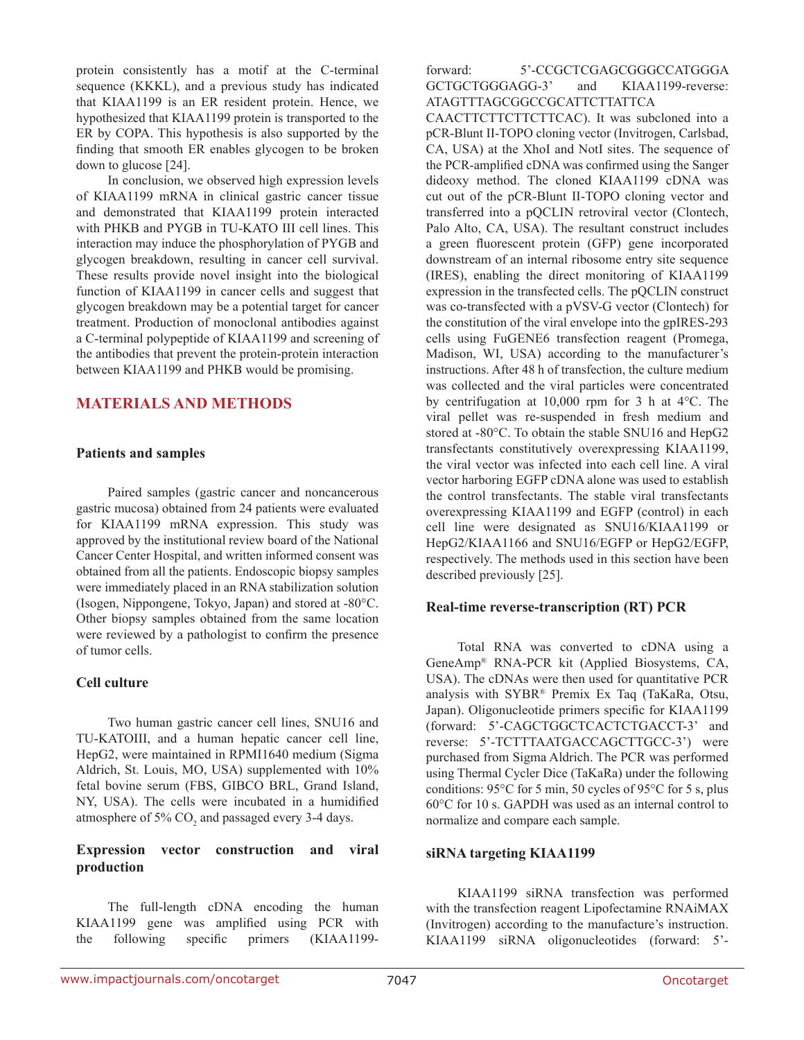protein consistently has a motif at the C-terminal sequence (KKKL), and a previous study has indicated that KIAA1199 is an ER resident protein. Hence, we hypothesized that KIAA1199 protein is transported to the ER by COPA. This hypothesis is also supported by the finding that smooth ER enables glycogen to be broken down to glucose [24].

In conclusion, we observed high expression levels of KIAA1199 mRNA in clinical gastric cancer tissue and demonstrated that KIAA1199 protein interacted with PHKB and PYGB in TU-KATO III cell lines. This interaction may induce the phosphorylation of PYGB and glycogen breakdown, resulting in cancer cell survival. These results provide novel insight into the biological function of KIAA1199 in cancer cells and suggest that glycogen breakdown may be a potential target for cancer treatment. Production of monoclonal antibodies against a C-terminal polypeptide of KIAA1199 and screening of the antibodies that prevent the protein-protein interaction between KIAA1199 and PHKB would be promising.

## MATERIALS AND METHODS

### Patients and samples

Paired samples (gastric cancer and noncancerous gastric mucosa) obtained from 24 patients were evaluated for KIAA1199 mRNA expression. This study was approved by the institutional review board of the National Cancer Center Hospital, and written informed consent was obtained from all the patients. Endoscopic biopsy samples were immediately placed in an RNA stabilization solution (Isogen, Nippongene, Tokyo, Japan) and stored at -80°C. Other biopsy samples obtained from the same location were reviewed by a pathologist to confirm the presence of tumor cells.

### Cell culture

Two human gastric cancer cell lines, SNU16 and TU-KATOIII, and a human hepatic cancer cell line, HepG2, were maintained in RPMI1640 medium (Sigma Aldrich, St. Louis, MO, USA) supplemented with 10% fetal bovine serum (FBS, GIBCO BRL, Grand Island, NY, USA). The cells were incubated in a humidified atmosphere of 5% $CO_2$ and passaged every 3-4 days.

### Expression vector construction and viral production

The full-length cDNA encoding the human KIAA1199 gene was amplified using PCR with the following specific primers (KIAA1199-forward: 5'-CCGCTCGAGCGGGCCATGGGAGCTGCTGGGAGG-3' and KIAA1199-reverse: ATAGTTTAGCGGCCGCATTCTTATTCACAACTTCTTCTTCTTCAC). It was subcloned into a pCR-Blunt II-TOPO cloning vector (Invitrogen, Carlsbad, CA, USA) at the XhoI and NotI sites. The sequence of the PCR-amplified cDNA was confirmed using the Sanger dideoxy method. The cloned KIAA1199 cDNA was cut out of the pCR-Blunt II-TOPO cloning vector and transferred into a pQCLIN retroviral vector (Clontech, Palo Alto, CA, USA). The resultant construct includes a green fluorescent protein (GFP) gene incorporated downstream of an internal ribosome entry site sequence (IRES), enabling the direct monitoring of KIAA1199 expression in the transfected cells. The pQCLIN construct was co-transfected with a pVSV-G vector (Clontech) for the constitution of the viral envelope into the gpIRES-293 cells using FuGENE6 transfection reagent (Promega, Madison, WI, USA) according to the manufacturer's instructions. After 48 h of transfection, the culture medium was collected and the viral particles were concentrated by centrifugation at 10,000 rpm for 3 h at 4°C. The viral pellet was re-suspended in fresh medium and stored at -80°C. To obtain the stable SNU16 and HepG2 transfectants constitutively overexpressing KIAA1199, the viral vector was infected into each cell line. A viral vector harboring EGFP cDNA alone was used to establish the control transfectants. The stable viral transfectants overexpressing KIAA1199 and EGFP (control) in each cell line were designated as SNU16/KIAA1199 or HepG2/KIAA1166 and SNU16/EGFP or HepG2/EGFP, respectively. The methods used in this section have been described previously [25].

### Real-time reverse-transcription (RT) PCR

Total RNA was converted to cDNA using a GeneAmp® RNA-PCR kit (Applied Biosystems, CA, USA). The cDNAs were then used for quantitative PCR analysis with SYBR® Premix Ex Taq (TaKaRa, Otsu, Japan). Oligonucleotide primers specific for KIAA1199 (forward: 5'-CAGCTGGCTCACTCTGACCT-3' and reverse: 5'-TCTTTAATGACCAGCTTGCC-3') were purchased from Sigma Aldrich. The PCR was performed using Thermal Cycler Dice (TaKaRa) under the following conditions: 95°C for 5 min, 50 cycles of 95°C for 5 s, plus 60°C for 10 s. GAPDH was used as an internal control to normalize and compare each sample.

### siRNA targeting KIAA1199

KIAA1199 siRNA transfection was performed with the transfection reagent Lipofectamine RNAiMAX (Invitrogen) according to the manufacture's instruction. KIAA1199 siRNA oligonucleotides (forward: 5'-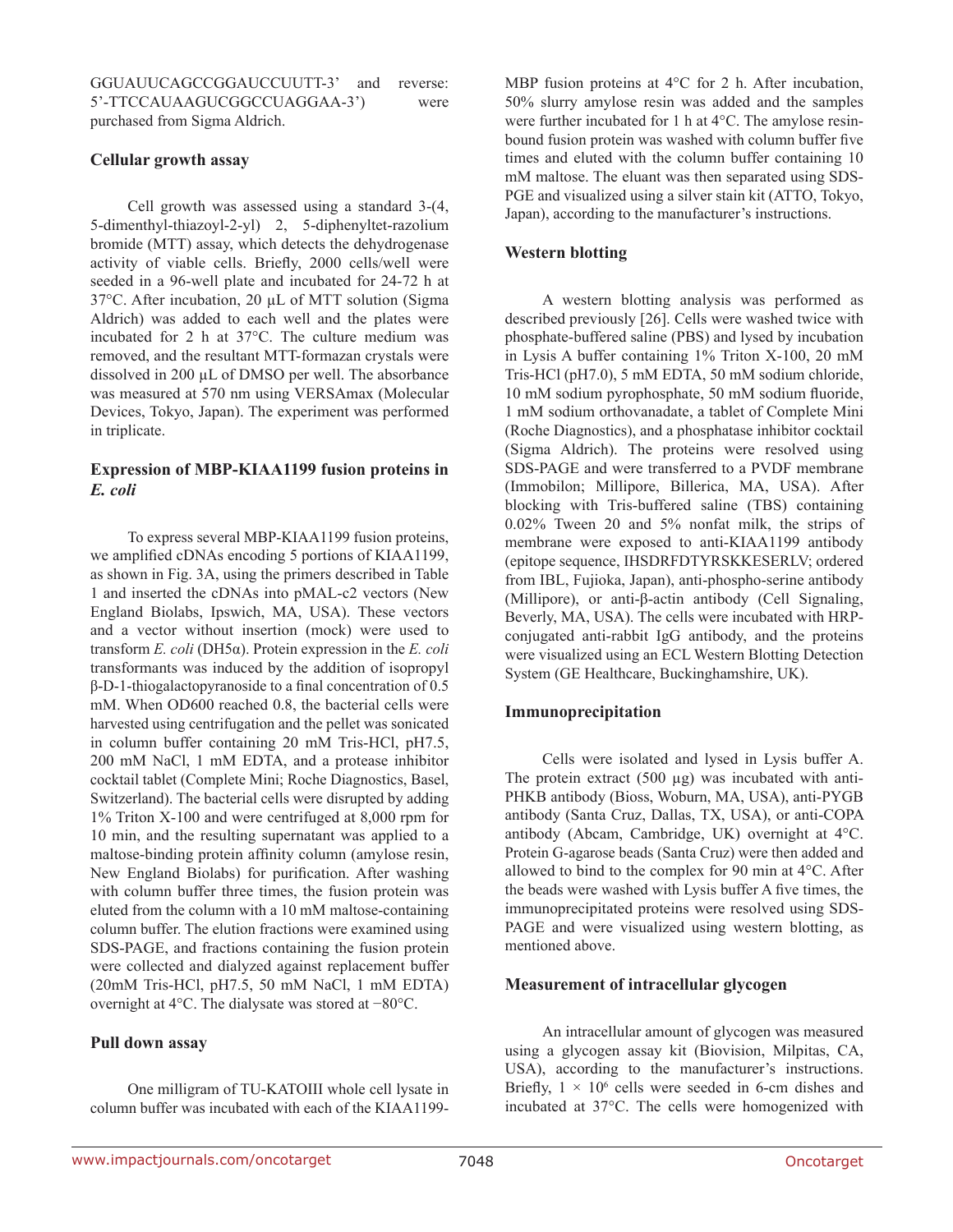GGUAUUCAGCCGGAUCCUUTT-3' and reverse: 5'-TTCCAUAAGUCGGCCUAGGAA-3') were purchased from Sigma Aldrich.

### Cellular growth assay

Cell growth was assessed using a standard 3-(4, 5-dimenthyl-thiazoyl-2-yl) 2, 5-diphenyltet-razolium bromide (MTT) assay, which detects the dehydrogenase activity of viable cells. Briefly, 2000 cells/well were seeded in a 96-well plate and incubated for 24-72 h at 37°C. After incubation, 20 µL of MTT solution (Sigma Aldrich) was added to each well and the plates were incubated for 2 h at 37°C. The culture medium was removed, and the resultant MTT-formazan crystals were dissolved in 200 µL of DMSO per well. The absorbance was measured at 570 nm using VERSAmax (Molecular Devices, Tokyo, Japan). The experiment was performed in triplicate.

### Expression of MBP-KIAA1199 fusion proteins in *E. coli*

To express several MBP-KIAA1199 fusion proteins, we amplified cDNAs encoding 5 portions of KIAA1199, as shown in Fig. 3A, using the primers described in Table 1 and inserted the cDNAs into pMAL-c2 vectors (New England Biolabs, Ipswich, MA, USA). These vectors and a vector without insertion (mock) were used to transform *E. coli* (DH5α). Protein expression in the *E. coli* transformants was induced by the addition of isopropyl β-D-1-thiogalactopyranoside to a final concentration of 0.5 mM. When OD600 reached 0.8, the bacterial cells were harvested using centrifugation and the pellet was sonicated in column buffer containing 20 mM Tris-HCl, pH7.5, 200 mM NaCl, 1 mM EDTA, and a protease inhibitor cocktail tablet (Complete Mini; Roche Diagnostics, Basel, Switzerland). The bacterial cells were disrupted by adding 1% Triton X-100 and were centrifuged at 8,000 rpm for 10 min, and the resulting supernatant was applied to a maltose-binding protein affinity column (amylose resin, New England Biolabs) for purification. After washing with column buffer three times, the fusion protein was eluted from the column with a 10 mM maltose-containing column buffer. The elution fractions were examined using SDS-PAGE, and fractions containing the fusion protein were collected and dialyzed against replacement buffer (20mM Tris-HCl, pH7.5, 50 mM NaCl, 1 mM EDTA) overnight at 4°C. The dialysate was stored at −80°C.

### Pull down assay

One milligram of TU-KATOIII whole cell lysate in column buffer was incubated with each of the KIAA1199-MBP fusion proteins at 4°C for 2 h. After incubation, 50% slurry amylose resin was added and the samples were further incubated for 1 h at 4°C. The amylose resin-bound fusion protein was washed with column buffer five times and eluted with the column buffer containing 10 mM maltose. The eluant was then separated using SDS-PGE and visualized using a silver stain kit (ATTO, Tokyo, Japan), according to the manufacturer's instructions.

### Western blotting

A western blotting analysis was performed as described previously [26]. Cells were washed twice with phosphate-buffered saline (PBS) and lysed by incubation in Lysis A buffer containing 1% Triton X-100, 20 mM Tris-HCl (pH7.0), 5 mM EDTA, 50 mM sodium chloride, 10 mM sodium pyrophosphate, 50 mM sodium fluoride, 1 mM sodium orthovanadate, a tablet of Complete Mini (Roche Diagnostics), and a phosphatase inhibitor cocktail (Sigma Aldrich). The proteins were resolved using SDS-PAGE and were transferred to a PVDF membrane (Immobilon; Millipore, Billerica, MA, USA). After blocking with Tris-buffered saline (TBS) containing 0.02% Tween 20 and 5% nonfat milk, the strips of membrane were exposed to anti-KIAA1199 antibody (epitope sequence, IHSDRFDTYRSKKESERLV; ordered from IBL, Fujioka, Japan), anti-phospho-serine antibody (Millipore), or anti-β-actin antibody (Cell Signaling, Beverly, MA, USA). The cells were incubated with HRP-conjugated anti-rabbit IgG antibody, and the proteins were visualized using an ECL Western Blotting Detection System (GE Healthcare, Buckinghamshire, UK).

### Immunoprecipitation

Cells were isolated and lysed in Lysis buffer A. The protein extract (500 µg) was incubated with anti-PHKB antibody (Bioss, Woburn, MA, USA), anti-PYGB antibody (Santa Cruz, Dallas, TX, USA), or anti-COPA antibody (Abcam, Cambridge, UK) overnight at 4°C. Protein G-agarose beads (Santa Cruz) were then added and allowed to bind to the complex for 90 min at 4°C. After the beads were washed with Lysis buffer A five times, the immunoprecipitated proteins were resolved using SDS-PAGE and were visualized using western blotting, as mentioned above.

### Measurement of intracellular glycogen

An intracellular amount of glycogen was measured using a glycogen assay kit (Biovision, Milpitas, CA, USA), according to the manufacturer's instructions. Briefly, $1 \times 10^6$ cells were seeded in 6-cm dishes and incubated at 37°C. The cells were homogenized with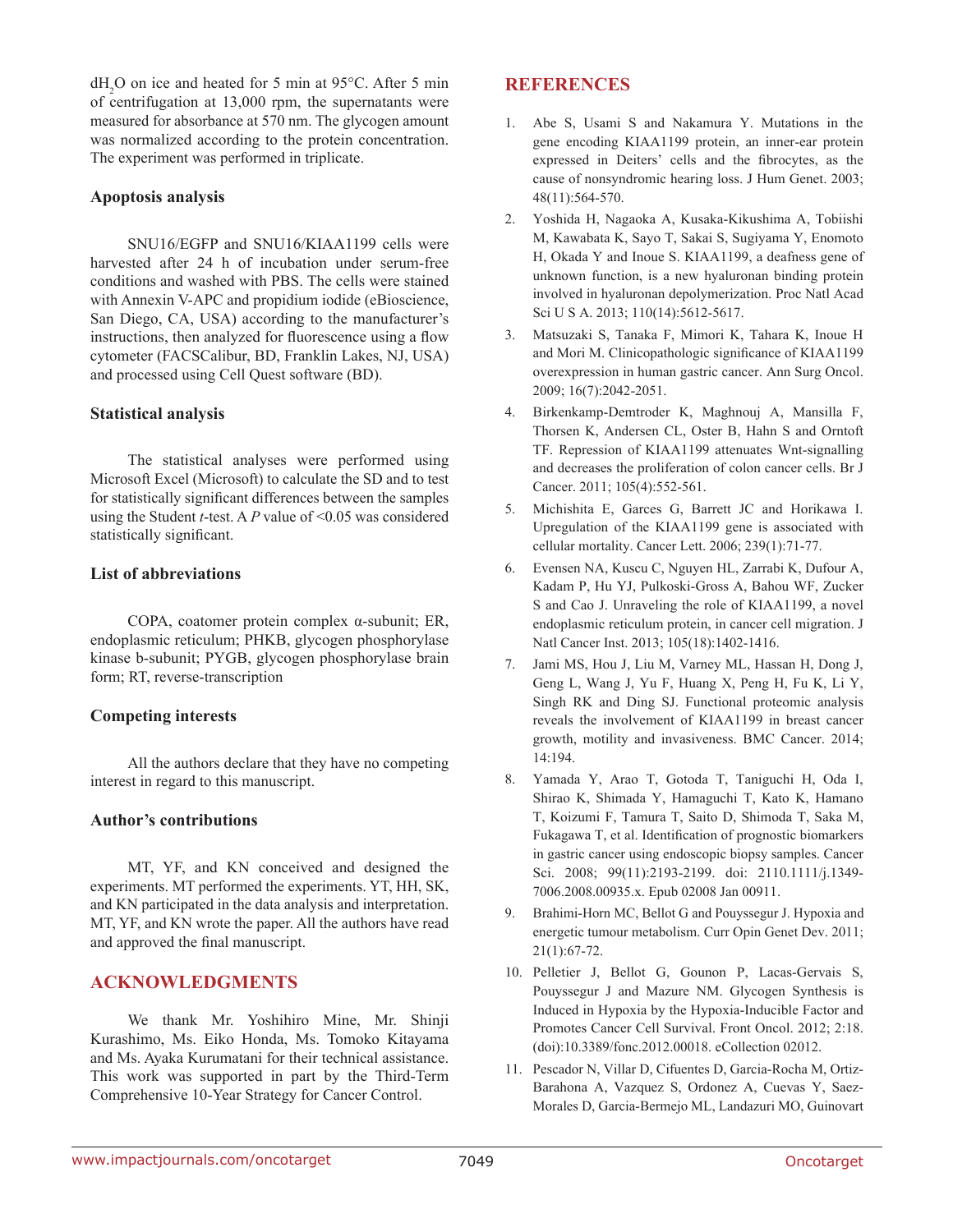$dH_2O$ on ice and heated for 5 min at 95°C. After 5 min of centrifugation at 13,000 rpm, the supernatants were measured for absorbance at 570 nm. The glycogen amount was normalized according to the protein concentration. The experiment was performed in triplicate.

### Apoptosis analysis

SNU16/EGFP and SNU16/KIAA1199 cells were harvested after 24 h of incubation under serum-free conditions and washed with PBS. The cells were stained with Annexin V-APC and propidium iodide (eBioscience, San Diego, CA, USA) according to the manufacturer's instructions, then analyzed for fluorescence using a flow cytometer (FACSCalibur, BD, Franklin Lakes, NJ, USA) and processed using Cell Quest software (BD).

### Statistical analysis

The statistical analyses were performed using Microsoft Excel (Microsoft) to calculate the SD and to test for statistically significant differences between the samples using the Student *t*-test. A *P* value of <0.05 was considered statistically significant.

### List of abbreviations

COPA, coatomer protein complex α-subunit; ER, endoplasmic reticulum; PHKB, glycogen phosphorylase kinase b-subunit; PYGB, glycogen phosphorylase brain form; RT, reverse-transcription

### Competing interests

All the authors declare that they have no competing interest in regard to this manuscript.

### Author's contributions

MT, YF, and KN conceived and designed the experiments. MT performed the experiments. YT, HH, SK, and KN participated in the data analysis and interpretation. MT, YF, and KN wrote the paper. All the authors have read and approved the final manuscript.

## ACKNOWLEDGMENTS

We thank Mr. Yoshihiro Mine, Mr. Shinji Kurashimo, Ms. Eiko Honda, Ms. Tomoko Kitayama and Ms. Ayaka Kurumatani for their technical assistance. This work was supported in part by the Third-Term Comprehensive 10-Year Strategy for Cancer Control.

## REFERENCES

1. Abe S, Usami S and Nakamura Y. Mutations in the gene encoding KIAA1199 protein, an inner-ear protein expressed in Deiters' cells and the fibrocytes, as the cause of nonsyndromic hearing loss. J Hum Genet. 2003; 48(11):564-570.
2. Yoshida H, Nagaoka A, Kusaka-Kikushima A, Tobiishi M, Kawabata K, Sayo T, Sakai S, Sugiyama Y, Enomoto H, Okada Y and Inoue S. KIAA1199, a deafness gene of unknown function, is a new hyaluronan binding protein involved in hyaluronan depolymerization. Proc Natl Acad Sci U S A. 2013; 110(14):5612-5617.
3. Matsuzaki S, Tanaka F, Mimori K, Tahara K, Inoue H and Mori M. Clinicopathologic significance of KIAA1199 overexpression in human gastric cancer. Ann Surg Oncol. 2009; 16(7):2042-2051.
4. Birkenkamp-Demtroder K, Maghnouj A, Mansilla F, Thorsen K, Andersen CL, Oster B, Hahn S and Orntoft TF. Repression of KIAA1199 attenuates Wnt-signalling and decreases the proliferation of colon cancer cells. Br J Cancer. 2011; 105(4):552-561.
5. Michishita E, Garces G, Barrett JC and Horikawa I. Upregulation of the KIAA1199 gene is associated with cellular mortality. Cancer Lett. 2006; 239(1):71-77.
6. Evensen NA, Kuscu C, Nguyen HL, Zarrabi K, Dufour A, Kadam P, Hu YJ, Pulkoski-Gross A, Bahou WF, Zucker S and Cao J. Unraveling the role of KIAA1199, a novel endoplasmic reticulum protein, in cancer cell migration. J Natl Cancer Inst. 2013; 105(18):1402-1416.
7. Jami MS, Hou J, Liu M, Varney ML, Hassan H, Dong J, Geng L, Wang J, Yu F, Huang X, Peng H, Fu K, Li Y, Singh RK and Ding SJ. Functional proteomic analysis reveals the involvement of KIAA1199 in breast cancer growth, motility and invasiveness. BMC Cancer. 2014; 14:194.
8. Yamada Y, Arao T, Gotoda T, Taniguchi H, Oda I, Shirao K, Shimada Y, Hamaguchi T, Kato K, Hamano T, Koizumi F, Tamura T, Saito D, Shimoda T, Saka M, Fukagawa T, et al. Identification of prognostic biomarkers in gastric cancer using endoscopic biopsy samples. Cancer Sci. 2008; 99(11):2193-2199. doi: 2110.1111/j.1349-7006.2008.00935.x. Epub 02008 Jan 00911.
9. Brahimi-Horn MC, Bellot G and Pouyssegur J. Hypoxia and energetic tumour metabolism. Curr Opin Genet Dev. 2011; 21(1):67-72.
10. Pelletier J, Bellot G, Gounon P, Lacas-Gervais S, Pouyssegur J and Mazure NM. Glycogen Synthesis is Induced in Hypoxia by the Hypoxia-Inducible Factor and Promotes Cancer Cell Survival. Front Oncol. 2012; 2:18. (doi):10.3389/fonc.2012.00018. eCollection 02012.
11. Pescador N, Villar D, Cifuentes D, Garcia-Rocha M, Ortiz-Barahona A, Vazquez S, Ordonez A, Cuevas Y, Saez-Morales D, Garcia-Bermejo ML, Landazuri MO, Guinovart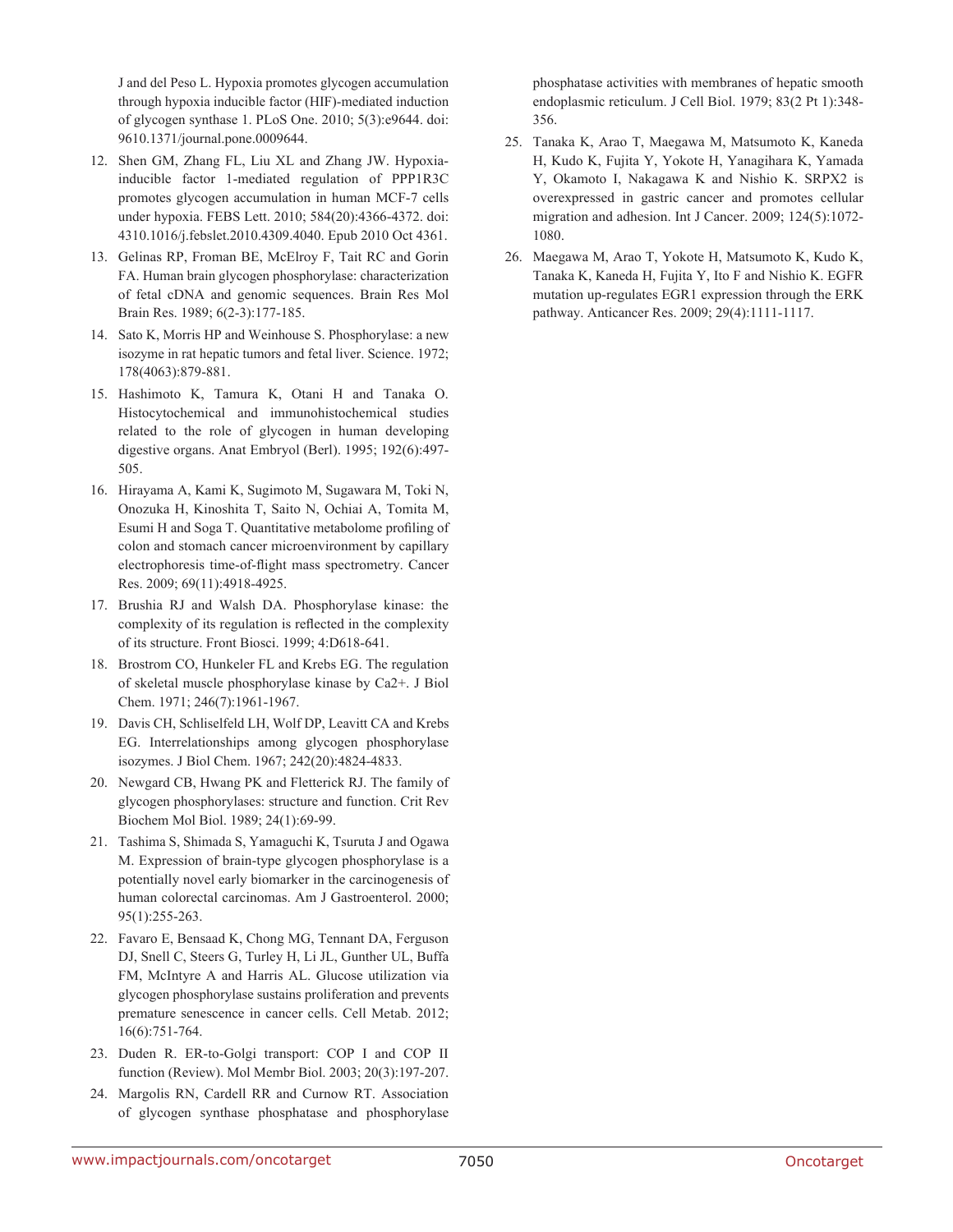J and del Peso L. Hypoxia promotes glycogen accumulation through hypoxia inducible factor (HIF)-mediated induction of glycogen synthase 1. PLoS One. 2010; 5(3):e9644. doi: 9610.1371/journal.pone.0009644.

12. Shen GM, Zhang FL, Liu XL and Zhang JW. Hypoxia-inducible factor 1-mediated regulation of PPP1R3C promotes glycogen accumulation in human MCF-7 cells under hypoxia. FEBS Lett. 2010; 584(20):4366-4372. doi: 4310.1016/j.febslet.2010.4309.4040. Epub 2010 Oct 4361.

13. Gelinas RP, Froman BE, McElroy F, Tait RC and Gorin FA. Human brain glycogen phosphorylase: characterization of fetal cDNA and genomic sequences. Brain Res Mol Brain Res. 1989; 6(2-3):177-185.

14. Sato K, Morris HP and Weinhouse S. Phosphorylase: a new isozyme in rat hepatic tumors and fetal liver. Science. 1972; 178(4063):879-881.

15. Hashimoto K, Tamura K, Otani H and Tanaka O. Histocytochemical and immunohistochemical studies related to the role of glycogen in human developing digestive organs. Anat Embryol (Berl). 1995; 192(6):497-505.

16. Hirayama A, Kami K, Sugimoto M, Sugawara M, Toki N, Onozuka H, Kinoshita T, Saito N, Ochiai A, Tomita M, Esumi H and Soga T. Quantitative metabolome profiling of colon and stomach cancer microenvironment by capillary electrophoresis time-of-flight mass spectrometry. Cancer Res. 2009; 69(11):4918-4925.

17. Brushia RJ and Walsh DA. Phosphorylase kinase: the complexity of its regulation is reflected in the complexity of its structure. Front Biosci. 1999; 4:D618-641.

18. Brostrom CO, Hunkeler FL and Krebs EG. The regulation of skeletal muscle phosphorylase kinase by Ca2+. J Biol Chem. 1971; 246(7):1961-1967.

19. Davis CH, Schliselfeld LH, Wolf DP, Leavitt CA and Krebs EG. Interrelationships among glycogen phosphorylase isozymes. J Biol Chem. 1967; 242(20):4824-4833.

20. Newgard CB, Hwang PK and Fletterick RJ. The family of glycogen phosphorylases: structure and function. Crit Rev Biochem Mol Biol. 1989; 24(1):69-99.

21. Tashima S, Shimada S, Yamaguchi K, Tsuruta J and Ogawa M. Expression of brain-type glycogen phosphorylase is a potentially novel early biomarker in the carcinogenesis of human colorectal carcinomas. Am J Gastroenterol. 2000; 95(1):255-263.

22. Favaro E, Bensaad K, Chong MG, Tennant DA, Ferguson DJ, Snell C, Steers G, Turley H, Li JL, Gunther UL, Buffa FM, McIntyre A and Harris AL. Glucose utilization via glycogen phosphorylase sustains proliferation and prevents premature senescence in cancer cells. Cell Metab. 2012; 16(6):751-764.

23. Duden R. ER-to-Golgi transport: COP I and COP II function (Review). Mol Membr Biol. 2003; 20(3):197-207.

24. Margolis RN, Cardell RR and Curnow RT. Association of glycogen synthase phosphatase and phosphorylase phosphatase activities with membranes of hepatic smooth endoplasmic reticulum. J Cell Biol. 1979; 83(2 Pt 1):348-356.

25. Tanaka K, Arao T, Maegawa M, Matsumoto K, Kaneda H, Kudo K, Fujita Y, Yokote H, Yanagihara K, Yamada Y, Okamoto I, Nakagawa K and Nishio K. SRPX2 is overexpressed in gastric cancer and promotes cellular migration and adhesion. Int J Cancer. 2009; 124(5):1072-1080.

26. Maegawa M, Arao T, Yokote H, Matsumoto K, Kudo K, Tanaka K, Kaneda H, Fujita Y, Ito F and Nishio K. EGFR mutation up-regulates EGR1 expression through the ERK pathway. Anticancer Res. 2009; 29(4):1111-1117.